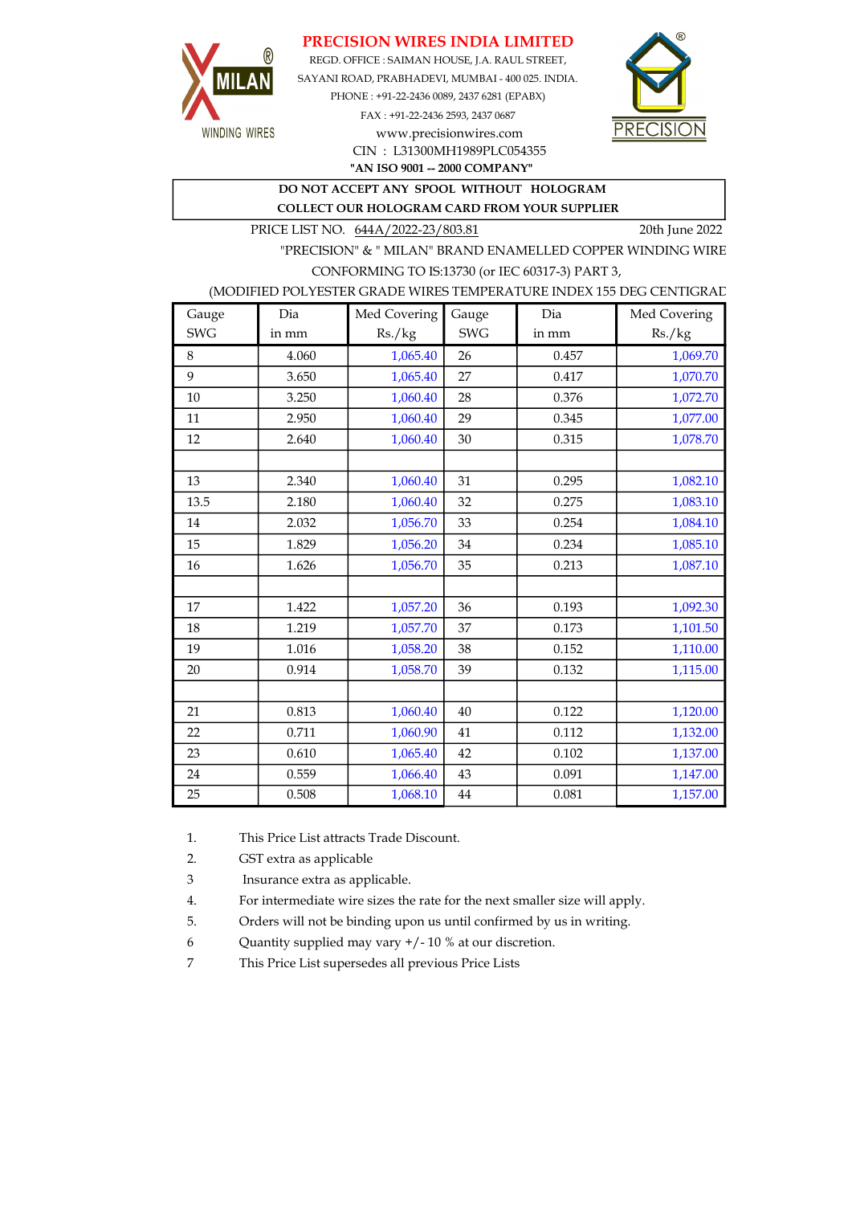# PRECISION WIRES INDIA LIMITED

MILAN® WINDING WIRES

REGD. OFFICE : SAIMAN HOUSE, J.A. RAUL STREET,
SAYANI ROAD, PRABHADEVI, MUMBAI - 400 025. INDIA.
PHONE : +91-22-2436 0089, 2437 6281 (EPABX)
FAX : +91-22-2436 2593, 2437 0687
www.precisionwires.com
CIN : L31300MH1989PLC054355
**"AN ISO 9001 -- 2000 COMPANY"**

PRECISION®

**DO NOT ACCEPT ANY SPOOL WITHOUT HOLOGRAM**
**COLLECT OUR HOLOGRAM CARD FROM YOUR SUPPLIER**

PRICE LIST NO. 644A/2022-23/803.81 20th June 2022

"PRECISION" & " MILAN" BRAND ENAMELLED COPPER WINDING WIRE
CONFORMING TO IS:13730 (or IEC 60317-3) PART 3,
(MODIFIED POLYESTER GRADE WIRES TEMPERATURE INDEX 155 DEG CENTIGRAD

| Gauge SWG | Dia in mm | Med Covering Rs./kg | Gauge SWG | Dia in mm | Med Covering Rs./kg |
|---|---|---|---|---|---|
| 8 | 4.060 | 1,065.40 | 26 | 0.457 | 1,069.70 |
| 9 | 3.650 | 1,065.40 | 27 | 0.417 | 1,070.70 |
| 10 | 3.250 | 1,060.40 | 28 | 0.376 | 1,072.70 |
| 11 | 2.950 | 1,060.40 | 29 | 0.345 | 1,077.00 |
| 12 | 2.640 | 1,060.40 | 30 | 0.315 | 1,078.70 |
| | | | | | |
| 13 | 2.340 | 1,060.40 | 31 | 0.295 | 1,082.10 |
| 13.5 | 2.180 | 1,060.40 | 32 | 0.275 | 1,083.10 |
| 14 | 2.032 | 1,056.70 | 33 | 0.254 | 1,084.10 |
| 15 | 1.829 | 1,056.20 | 34 | 0.234 | 1,085.10 |
| 16 | 1.626 | 1,056.70 | 35 | 0.213 | 1,087.10 |
| | | | | | |
| 17 | 1.422 | 1,057.20 | 36 | 0.193 | 1,092.30 |
| 18 | 1.219 | 1,057.70 | 37 | 0.173 | 1,101.50 |
| 19 | 1.016 | 1,058.20 | 38 | 0.152 | 1,110.00 |
| 20 | 0.914 | 1,058.70 | 39 | 0.132 | 1,115.00 |
| | | | | | |
| 21 | 0.813 | 1,060.40 | 40 | 0.122 | 1,120.00 |
| 22 | 0.711 | 1,060.90 | 41 | 0.112 | 1,132.00 |
| 23 | 0.610 | 1,065.40 | 42 | 0.102 | 1,137.00 |
| 24 | 0.559 | 1,066.40 | 43 | 0.091 | 1,147.00 |
| 25 | 0.508 | 1,068.10 | 44 | 0.081 | 1,157.00 |

1. This Price List attracts Trade Discount.
2. GST extra as applicable
3 Insurance extra as applicable.
4. For intermediate wire sizes the rate for the next smaller size will apply.
5. Orders will not be binding upon us until confirmed by us in writing.
6 Quantity supplied may vary +/- 10 % at our discretion.
7 This Price List supersedes all previous Price Lists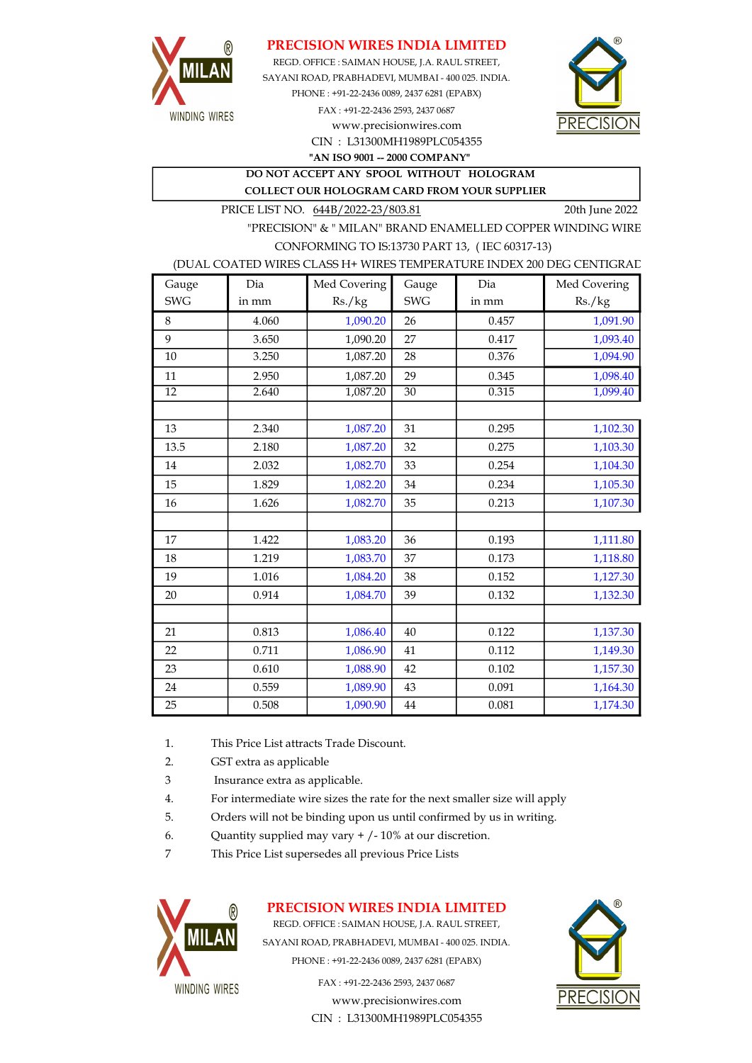# PRECISION WIRES INDIA LIMITED

REGD. OFFICE : SAIMAN HOUSE, J.A. RAUL STREET,
SAYANI ROAD, PRABHADEVI, MUMBAI - 400 025. INDIA.
PHONE : +91-22-2436 0089, 2437 6281 (EPABX)
FAX : +91-22-2436 2593, 2437 0687
www.precisionwires.com
CIN : L31300MH1989PLC054355

**"AN ISO 9001 -- 2000 COMPANY"**

**DO NOT ACCEPT ANY SPOOL WITHOUT HOLOGRAM**
**COLLECT OUR HOLOGRAM CARD FROM YOUR SUPPLIER**

PRICE LIST NO. 644B/2022-23/803.81 — 20th June 2022

"PRECISION" & " MILAN" BRAND ENAMELLED COPPER WINDING WIRE
CONFORMING TO IS:13730 PART 13, ( IEC 60317-13)
(DUAL COATED WIRES CLASS H+ WIRES TEMPERATURE INDEX 200 DEG CENTIGRAD

| Gauge SWG | Dia in mm | Med Covering Rs./kg | Gauge SWG | Dia in mm | Med Covering Rs./kg |
|---|---|---|---|---|---|
| 8 | 4.060 | 1,090.20 | 26 | 0.457 | 1,091.90 |
| 9 | 3.650 | 1,090.20 | 27 | 0.417 | 1,093.40 |
| 10 | 3.250 | 1,087.20 | 28 | 0.376 | 1,094.90 |
| 11 | 2.950 | 1,087.20 | 29 | 0.345 | 1,098.40 |
| 12 | 2.640 | 1,087.20 | 30 | 0.315 | 1,099.40 |
| | | | | | |
| 13 | 2.340 | 1,087.20 | 31 | 0.295 | 1,102.30 |
| 13.5 | 2.180 | 1,087.20 | 32 | 0.275 | 1,103.30 |
| 14 | 2.032 | 1,082.70 | 33 | 0.254 | 1,104.30 |
| 15 | 1.829 | 1,082.20 | 34 | 0.234 | 1,105.30 |
| 16 | 1.626 | 1,082.70 | 35 | 0.213 | 1,107.30 |
| | | | | | |
| 17 | 1.422 | 1,083.20 | 36 | 0.193 | 1,111.80 |
| 18 | 1.219 | 1,083.70 | 37 | 0.173 | 1,118.80 |
| 19 | 1.016 | 1,084.20 | 38 | 0.152 | 1,127.30 |
| 20 | 0.914 | 1,084.70 | 39 | 0.132 | 1,132.30 |
| | | | | | |
| 21 | 0.813 | 1,086.40 | 40 | 0.122 | 1,137.30 |
| 22 | 0.711 | 1,086.90 | 41 | 0.112 | 1,149.30 |
| 23 | 0.610 | 1,088.90 | 42 | 0.102 | 1,157.30 |
| 24 | 0.559 | 1,089.90 | 43 | 0.091 | 1,164.30 |
| 25 | 0.508 | 1,090.90 | 44 | 0.081 | 1,174.30 |

1. This Price List attracts Trade Discount.
2. GST extra as applicable
3. Insurance extra as applicable.
4. For intermediate wire sizes the rate for the next smaller size will apply
5. Orders will not be binding upon us until confirmed by us in writing.
6. Quantity supplied may vary + /- 10% at our discretion.
7. This Price List supersedes all previous Price Lists

# PRECISION WIRES INDIA LIMITED

REGD. OFFICE : SAIMAN HOUSE, J.A. RAUL STREET,
SAYANI ROAD, PRABHADEVI, MUMBAI - 400 025. INDIA.
PHONE : +91-22-2436 0089, 2437 6281 (EPABX)
FAX : +91-22-2436 2593, 2437 0687
www.precisionwires.com
CIN : L31300MH1989PLC054355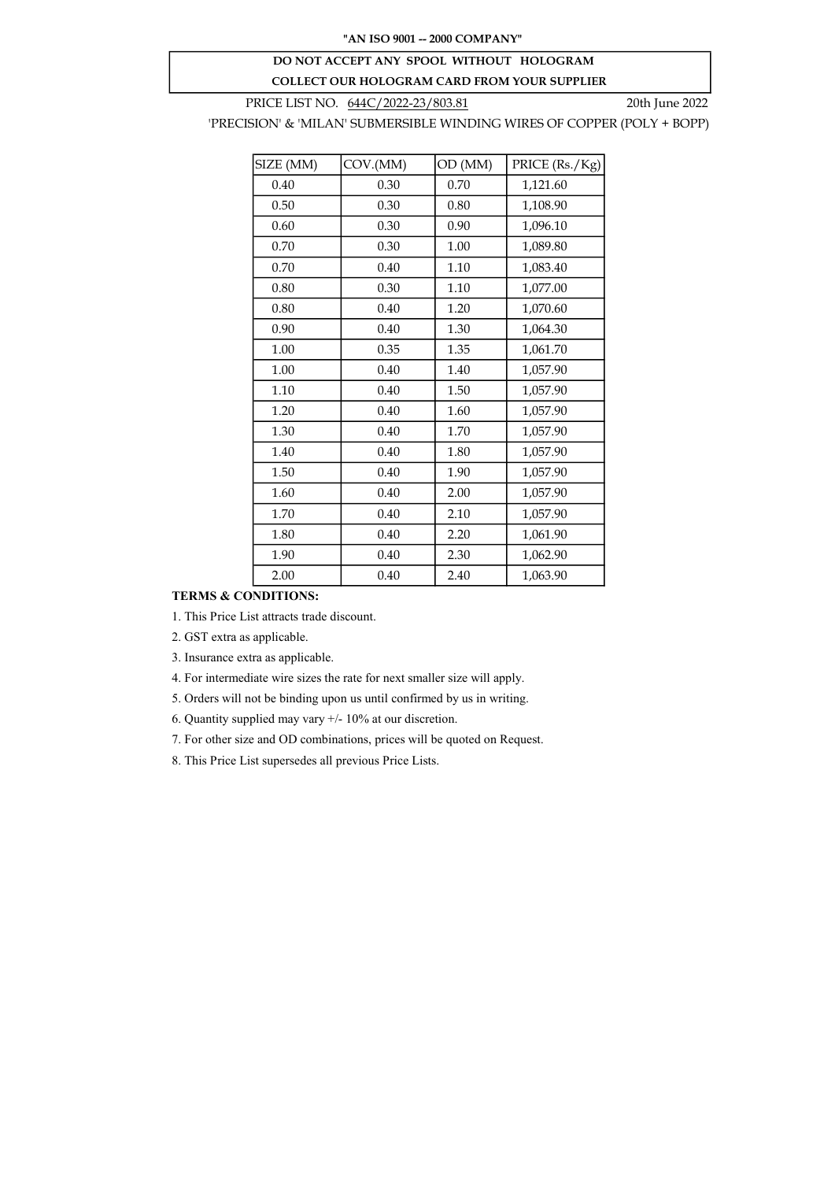**"AN ISO 9001 -- 2000 COMPANY"**

**DO NOT ACCEPT ANY SPOOL WITHOUT HOLOGRAM**

**COLLECT OUR HOLOGRAM CARD FROM YOUR SUPPLIER**

PRICE LIST NO. 644C/2022-23/803.81 20th June 2022

'PRECISION' & 'MILAN' SUBMERSIBLE WINDING WIRES OF COPPER (POLY + BOPP)

| SIZE (MM) | COV.(MM) | OD (MM) | PRICE (Rs./Kg) |
|---|---|---|---|
| 0.40 | 0.30 | 0.70 | 1,121.60 |
| 0.50 | 0.30 | 0.80 | 1,108.90 |
| 0.60 | 0.30 | 0.90 | 1,096.10 |
| 0.70 | 0.30 | 1.00 | 1,089.80 |
| 0.70 | 0.40 | 1.10 | 1,083.40 |
| 0.80 | 0.30 | 1.10 | 1,077.00 |
| 0.80 | 0.40 | 1.20 | 1,070.60 |
| 0.90 | 0.40 | 1.30 | 1,064.30 |
| 1.00 | 0.35 | 1.35 | 1,061.70 |
| 1.00 | 0.40 | 1.40 | 1,057.90 |
| 1.10 | 0.40 | 1.50 | 1,057.90 |
| 1.20 | 0.40 | 1.60 | 1,057.90 |
| 1.30 | 0.40 | 1.70 | 1,057.90 |
| 1.40 | 0.40 | 1.80 | 1,057.90 |
| 1.50 | 0.40 | 1.90 | 1,057.90 |
| 1.60 | 0.40 | 2.00 | 1,057.90 |
| 1.70 | 0.40 | 2.10 | 1,057.90 |
| 1.80 | 0.40 | 2.20 | 1,061.90 |
| 1.90 | 0.40 | 2.30 | 1,062.90 |
| 2.00 | 0.40 | 2.40 | 1,063.90 |

**TERMS & CONDITIONS:**

1. This Price List attracts trade discount.
2. GST extra as applicable.
3. Insurance extra as applicable.
4. For intermediate wire sizes the rate for next smaller size will apply.
5. Orders will not be binding upon us until confirmed by us in writing.
6. Quantity supplied may vary +/- 10% at our discretion.
7. For other size and OD combinations, prices will be quoted on Request.
8. This Price List supersedes all previous Price Lists.